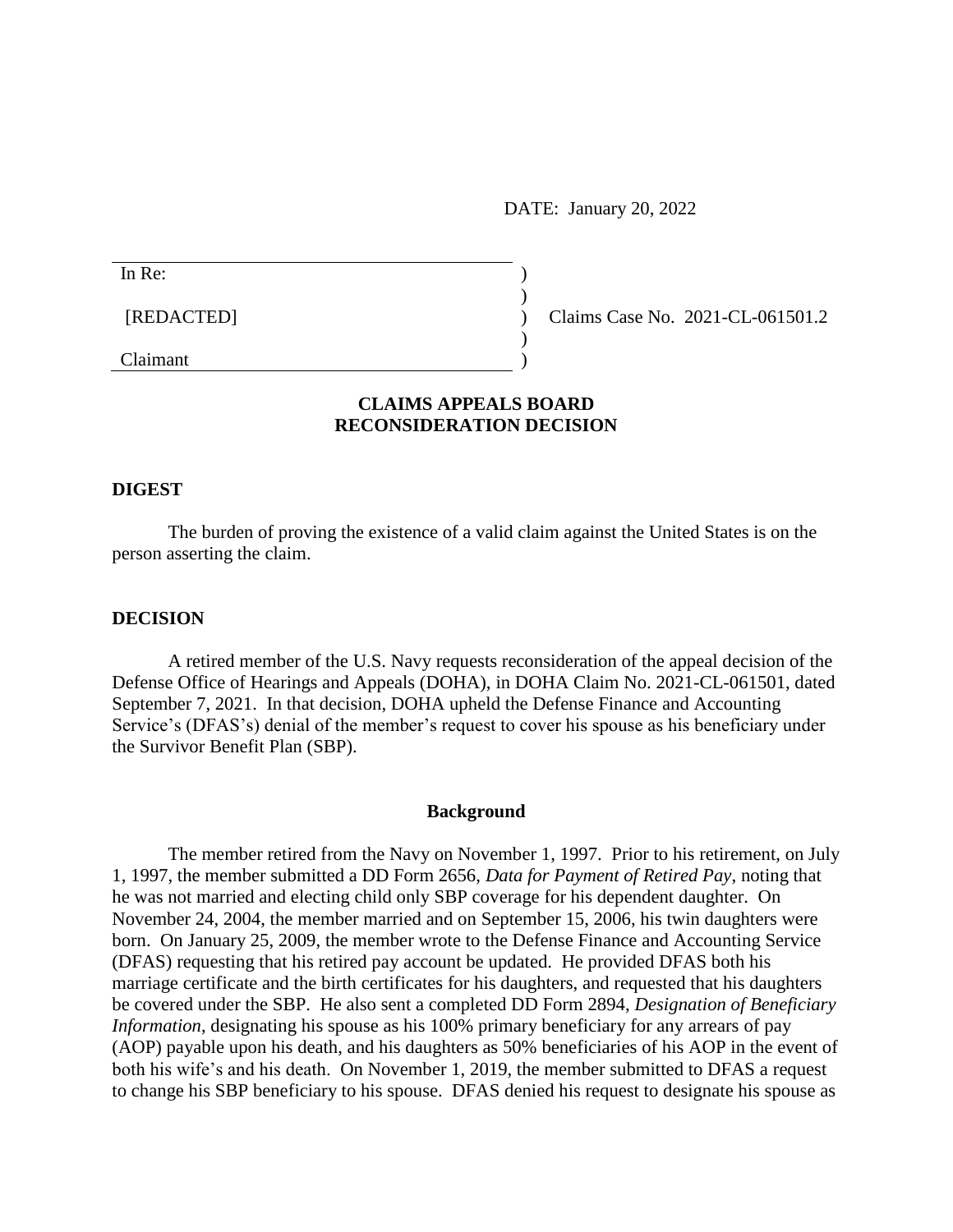DATE: January 20, 2022

| In Re: | ) |
|---|---|
| | ) |
| [REDACTED] | ) Claims Case No. 2021-CL-061501.2 |
| | ) |
| Claimant | ) |

**CLAIMS APPEALS BOARD**
**RECONSIDERATION DECISION**

## DIGEST

The burden of proving the existence of a valid claim against the United States is on the person asserting the claim.

## DECISION

A retired member of the U.S. Navy requests reconsideration of the appeal decision of the Defense Office of Hearings and Appeals (DOHA), in DOHA Claim No. 2021-CL-061501, dated September 7, 2021. In that decision, DOHA upheld the Defense Finance and Accounting Service's (DFAS's) denial of the member's request to cover his spouse as his beneficiary under the Survivor Benefit Plan (SBP).

### Background

The member retired from the Navy on November 1, 1997. Prior to his retirement, on July 1, 1997, the member submitted a DD Form 2656, *Data for Payment of Retired Pay*, noting that he was not married and electing child only SBP coverage for his dependent daughter. On November 24, 2004, the member married and on September 15, 2006, his twin daughters were born. On January 25, 2009, the member wrote to the Defense Finance and Accounting Service (DFAS) requesting that his retired pay account be updated. He provided DFAS both his marriage certificate and the birth certificates for his daughters, and requested that his daughters be covered under the SBP. He also sent a completed DD Form 2894, *Designation of Beneficiary Information*, designating his spouse as his 100% primary beneficiary for any arrears of pay (AOP) payable upon his death, and his daughters as 50% beneficiaries of his AOP in the event of both his wife's and his death. On November 1, 2019, the member submitted to DFAS a request to change his SBP beneficiary to his spouse. DFAS denied his request to designate his spouse as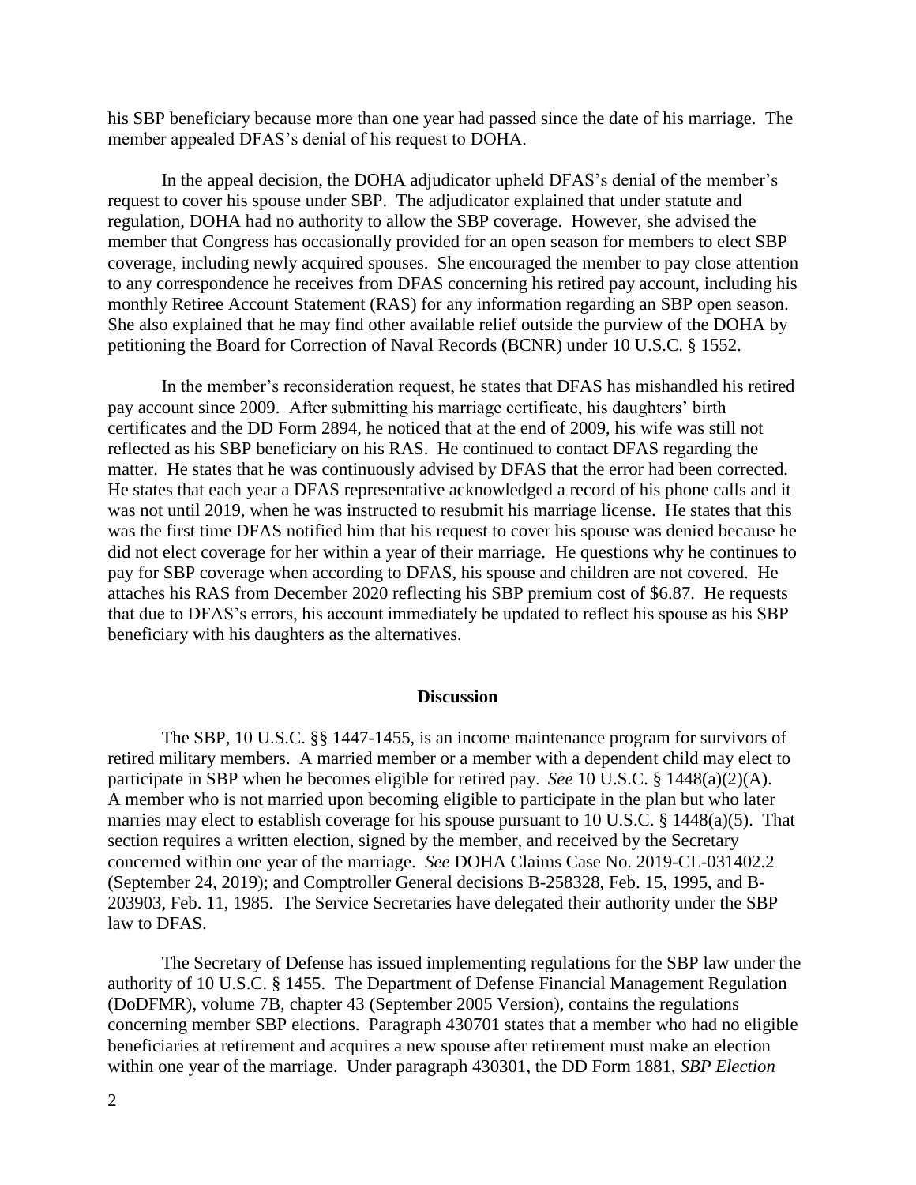his SBP beneficiary because more than one year had passed since the date of his marriage. The member appealed DFAS's denial of his request to DOHA.

In the appeal decision, the DOHA adjudicator upheld DFAS's denial of the member's request to cover his spouse under SBP. The adjudicator explained that under statute and regulation, DOHA had no authority to allow the SBP coverage. However, she advised the member that Congress has occasionally provided for an open season for members to elect SBP coverage, including newly acquired spouses. She encouraged the member to pay close attention to any correspondence he receives from DFAS concerning his retired pay account, including his monthly Retiree Account Statement (RAS) for any information regarding an SBP open season. She also explained that he may find other available relief outside the purview of the DOHA by petitioning the Board for Correction of Naval Records (BCNR) under 10 U.S.C. § 1552.

In the member's reconsideration request, he states that DFAS has mishandled his retired pay account since 2009. After submitting his marriage certificate, his daughters' birth certificates and the DD Form 2894, he noticed that at the end of 2009, his wife was still not reflected as his SBP beneficiary on his RAS. He continued to contact DFAS regarding the matter. He states that he was continuously advised by DFAS that the error had been corrected. He states that each year a DFAS representative acknowledged a record of his phone calls and it was not until 2019, when he was instructed to resubmit his marriage license. He states that this was the first time DFAS notified him that his request to cover his spouse was denied because he did not elect coverage for her within a year of their marriage. He questions why he continues to pay for SBP coverage when according to DFAS, his spouse and children are not covered. He attaches his RAS from December 2020 reflecting his SBP premium cost of $6.87. He requests that due to DFAS's errors, his account immediately be updated to reflect his spouse as his SBP beneficiary with his daughters as the alternatives.

## Discussion

The SBP, 10 U.S.C. §§ 1447-1455, is an income maintenance program for survivors of retired military members. A married member or a member with a dependent child may elect to participate in SBP when he becomes eligible for retired pay. *See* 10 U.S.C. § 1448(a)(2)(A). A member who is not married upon becoming eligible to participate in the plan but who later marries may elect to establish coverage for his spouse pursuant to 10 U.S.C. § 1448(a)(5). That section requires a written election, signed by the member, and received by the Secretary concerned within one year of the marriage. *See* DOHA Claims Case No. 2019-CL-031402.2 (September 24, 2019); and Comptroller General decisions B-258328, Feb. 15, 1995, and B-203903, Feb. 11, 1985. The Service Secretaries have delegated their authority under the SBP law to DFAS.

The Secretary of Defense has issued implementing regulations for the SBP law under the authority of 10 U.S.C. § 1455. The Department of Defense Financial Management Regulation (DoDFMR), volume 7B, chapter 43 (September 2005 Version), contains the regulations concerning member SBP elections. Paragraph 430701 states that a member who had no eligible beneficiaries at retirement and acquires a new spouse after retirement must make an election within one year of the marriage. Under paragraph 430301, the DD Form 1881, *SBP Election*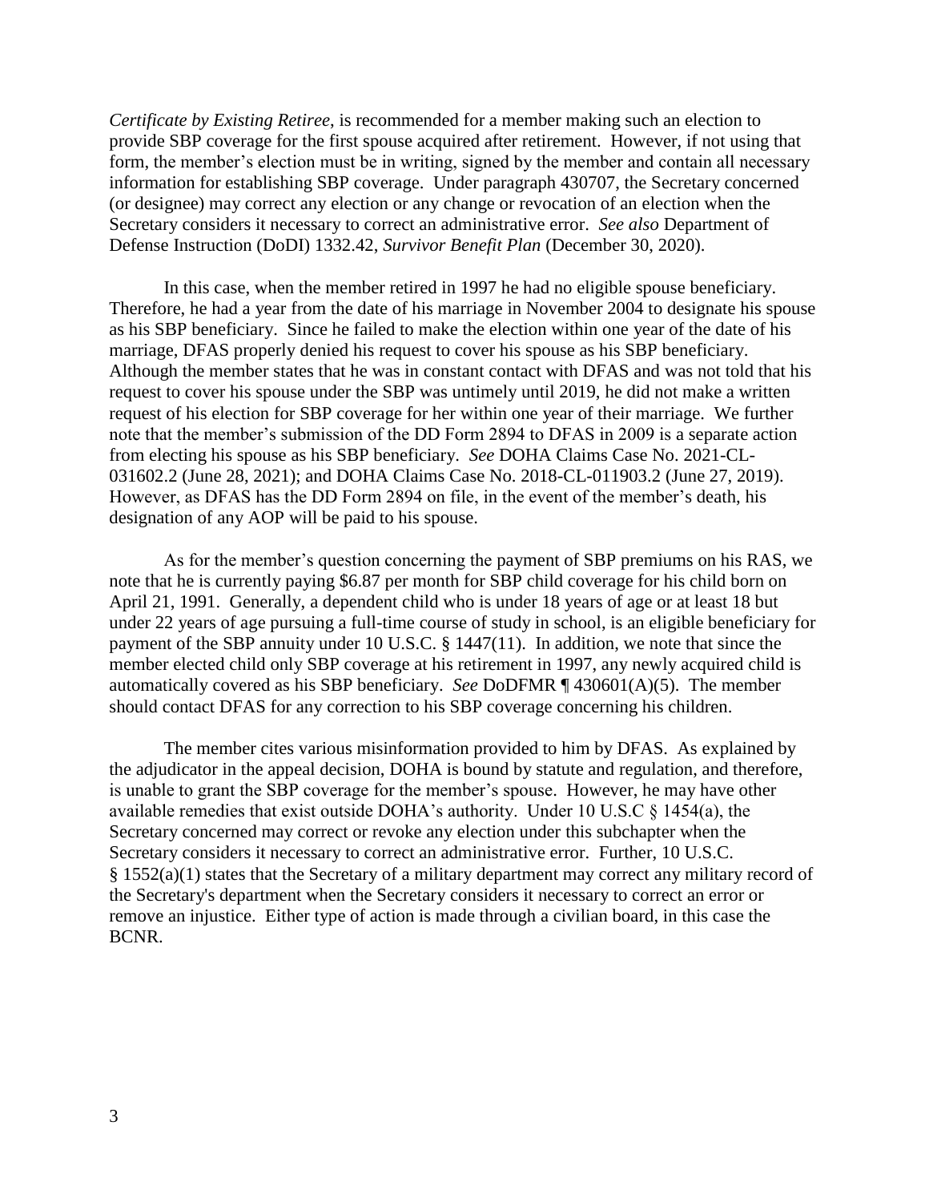*Certificate by Existing Retiree*, is recommended for a member making such an election to provide SBP coverage for the first spouse acquired after retirement. However, if not using that form, the member's election must be in writing, signed by the member and contain all necessary information for establishing SBP coverage. Under paragraph 430707, the Secretary concerned (or designee) may correct any election or any change or revocation of an election when the Secretary considers it necessary to correct an administrative error. *See also* Department of Defense Instruction (DoDI) 1332.42, *Survivor Benefit Plan* (December 30, 2020).

In this case, when the member retired in 1997 he had no eligible spouse beneficiary. Therefore, he had a year from the date of his marriage in November 2004 to designate his spouse as his SBP beneficiary. Since he failed to make the election within one year of the date of his marriage, DFAS properly denied his request to cover his spouse as his SBP beneficiary. Although the member states that he was in constant contact with DFAS and was not told that his request to cover his spouse under the SBP was untimely until 2019, he did not make a written request of his election for SBP coverage for her within one year of their marriage. We further note that the member's submission of the DD Form 2894 to DFAS in 2009 is a separate action from electing his spouse as his SBP beneficiary. *See* DOHA Claims Case No. 2021-CL-031602.2 (June 28, 2021); and DOHA Claims Case No. 2018-CL-011903.2 (June 27, 2019). However, as DFAS has the DD Form 2894 on file, in the event of the member's death, his designation of any AOP will be paid to his spouse.

As for the member's question concerning the payment of SBP premiums on his RAS, we note that he is currently paying $6.87 per month for SBP child coverage for his child born on April 21, 1991. Generally, a dependent child who is under 18 years of age or at least 18 but under 22 years of age pursuing a full-time course of study in school, is an eligible beneficiary for payment of the SBP annuity under 10 U.S.C. § 1447(11). In addition, we note that since the member elected child only SBP coverage at his retirement in 1997, any newly acquired child is automatically covered as his SBP beneficiary. *See* DoDFMR ¶ 430601(A)(5). The member should contact DFAS for any correction to his SBP coverage concerning his children.

The member cites various misinformation provided to him by DFAS. As explained by the adjudicator in the appeal decision, DOHA is bound by statute and regulation, and therefore, is unable to grant the SBP coverage for the member's spouse. However, he may have other available remedies that exist outside DOHA's authority. Under 10 U.S.C § 1454(a), the Secretary concerned may correct or revoke any election under this subchapter when the Secretary considers it necessary to correct an administrative error. Further, 10 U.S.C. § 1552(a)(1) states that the Secretary of a military department may correct any military record of the Secretary's department when the Secretary considers it necessary to correct an error or remove an injustice. Either type of action is made through a civilian board, in this case the BCNR.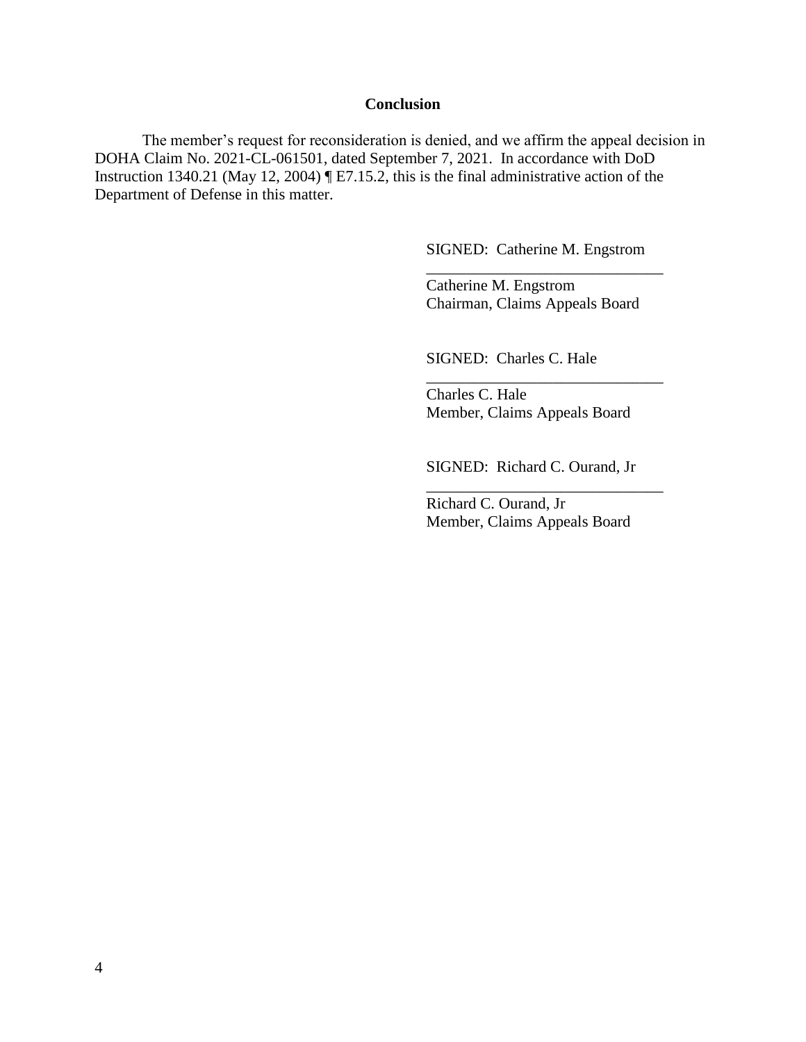## Conclusion

The member's request for reconsideration is denied, and we affirm the appeal decision in DOHA Claim No. 2021-CL-061501, dated September 7, 2021. In accordance with DoD Instruction 1340.21 (May 12, 2004) ¶ E7.15.2, this is the final administrative action of the Department of Defense in this matter.

SIGNED: Catherine M. Engstrom

_______________________________
Catherine M. Engstrom
Chairman, Claims Appeals Board

SIGNED: Charles C. Hale

_______________________________
Charles C. Hale
Member, Claims Appeals Board

SIGNED: Richard C. Ourand, Jr

_______________________________
Richard C. Ourand, Jr
Member, Claims Appeals Board